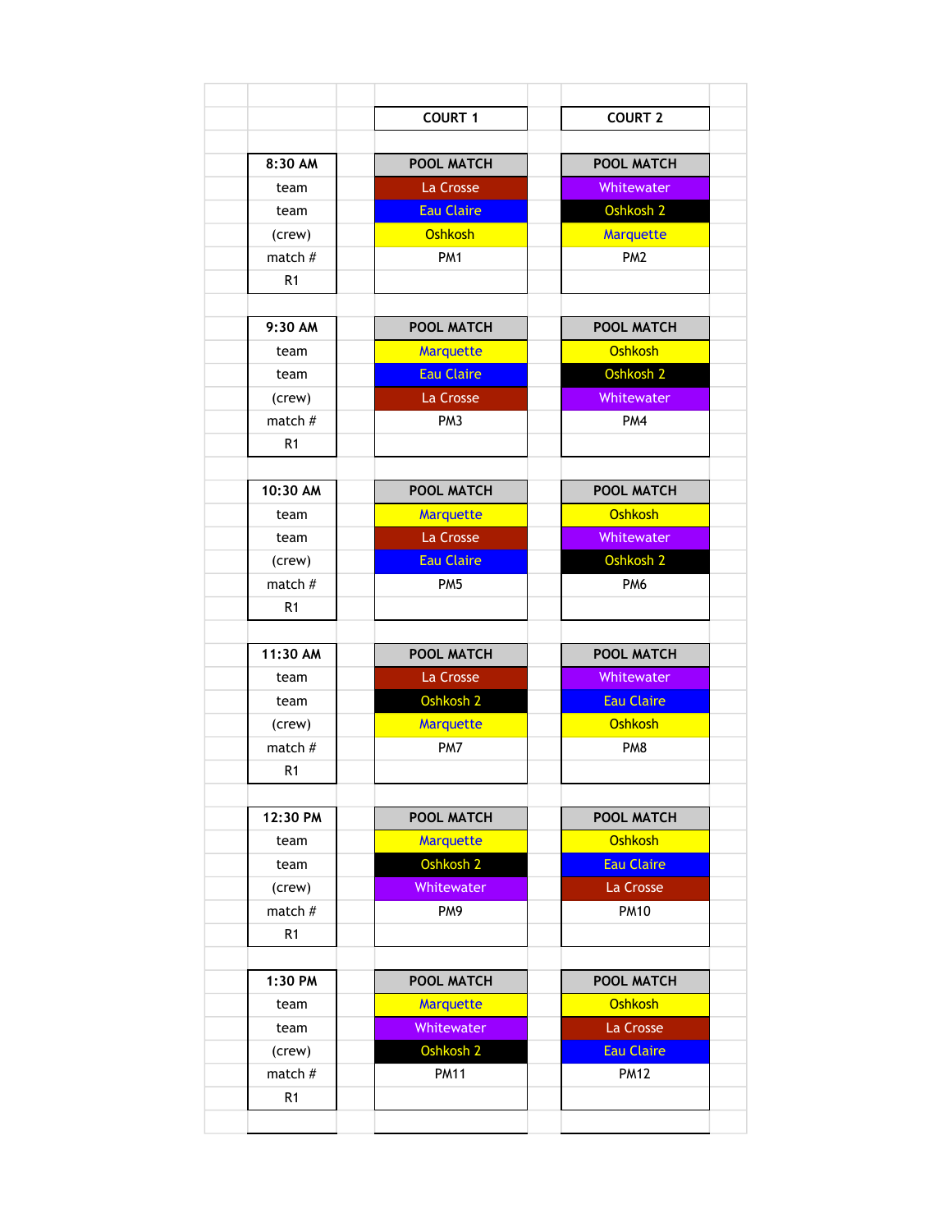| | COURT 1 | COURT 2 |
|---|---|---|
| **8:30 AM** | **POOL MATCH** | **POOL MATCH** |
| team | La Crosse | Whitewater |
| team | Eau Claire | Oshkosh 2 |
| (crew) | Oshkosh | Marquette |
| match # | PM1 | PM2 |
| R1 | | |
| **9:30 AM** | **POOL MATCH** | **POOL MATCH** |
| team | Marquette | Oshkosh |
| team | Eau Claire | Oshkosh 2 |
| (crew) | La Crosse | Whitewater |
| match # | PM3 | PM4 |
| R1 | | |
| **10:30 AM** | **POOL MATCH** | **POOL MATCH** |
| team | Marquette | Oshkosh |
| team | La Crosse | Whitewater |
| (crew) | Eau Claire | Oshkosh 2 |
| match # | PM5 | PM6 |
| R1 | | |
| **11:30 AM** | **POOL MATCH** | **POOL MATCH** |
| team | La Crosse | Whitewater |
| team | Oshkosh 2 | Eau Claire |
| (crew) | Marquette | Oshkosh |
| match # | PM7 | PM8 |
| R1 | | |
| **12:30 PM** | **POOL MATCH** | **POOL MATCH** |
| team | Marquette | Oshkosh |
| team | Oshkosh 2 | Eau Claire |
| (crew) | Whitewater | La Crosse |
| match # | PM9 | PM10 |
| R1 | | |
| **1:30 PM** | **POOL MATCH** | **POOL MATCH** |
| team | Marquette | Oshkosh |
| team | Whitewater | La Crosse |
| (crew) | Oshkosh 2 | Eau Claire |
| match # | PM11 | PM12 |
| R1 | | |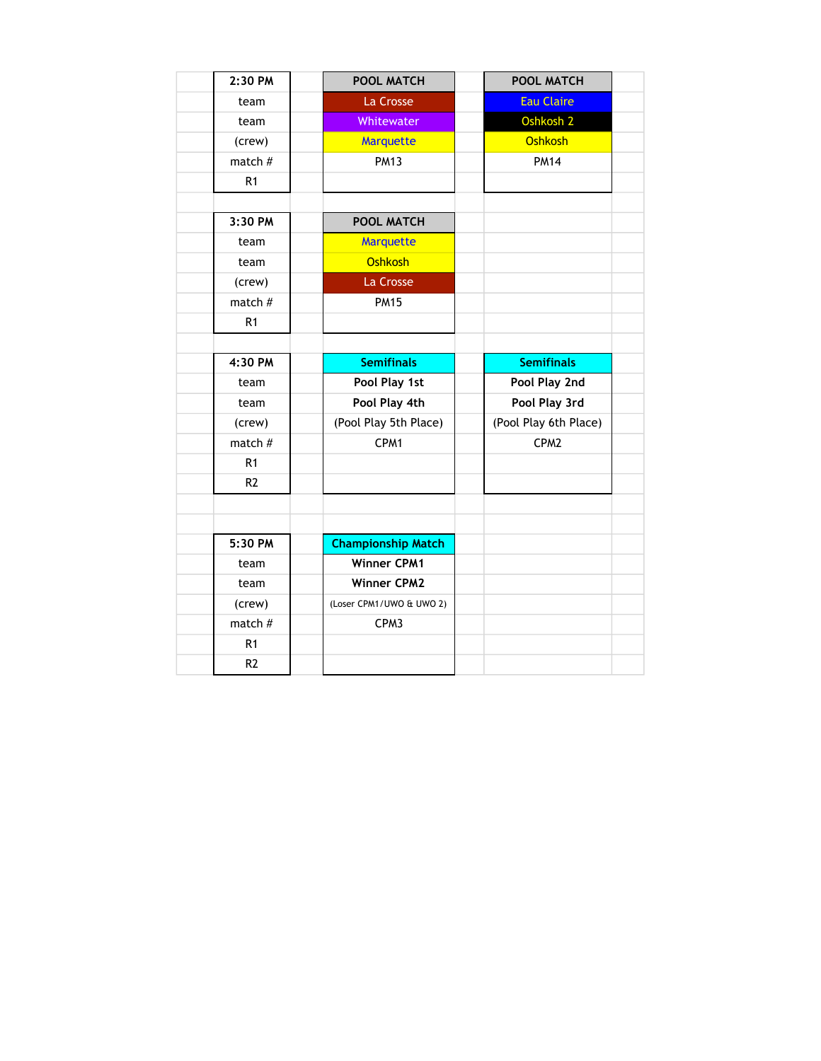| 2:30 PM | POOL MATCH | POOL MATCH |
|---|---|---|
| team | La Crosse | Eau Claire |
| team | Whitewater | Oshkosh 2 |
| (crew) | Marquette | Oshkosh |
| match # | PM13 | PM14 |
| R1 | | |

| 3:30 PM | POOL MATCH |
|---|---|
| team | Marquette |
| team | Oshkosh |
| (crew) | La Crosse |
| match # | PM15 |
| R1 | |

| 4:30 PM | Semifinals | Semifinals |
|---|---|---|
| team | **Pool Play 1st** | **Pool Play 2nd** |
| team | **Pool Play 4th** | **Pool Play 3rd** |
| (crew) | (Pool Play 5th Place) | (Pool Play 6th Place) |
| match # | CPM1 | CPM2 |
| R1 | | |
| R2 | | |

| 5:30 PM | Championship Match |
|---|---|
| team | **Winner CPM1** |
| team | **Winner CPM2** |
| (crew) | (Loser CPM1/UWO & UWO 2) |
| match # | CPM3 |
| R1 | |
| R2 | |